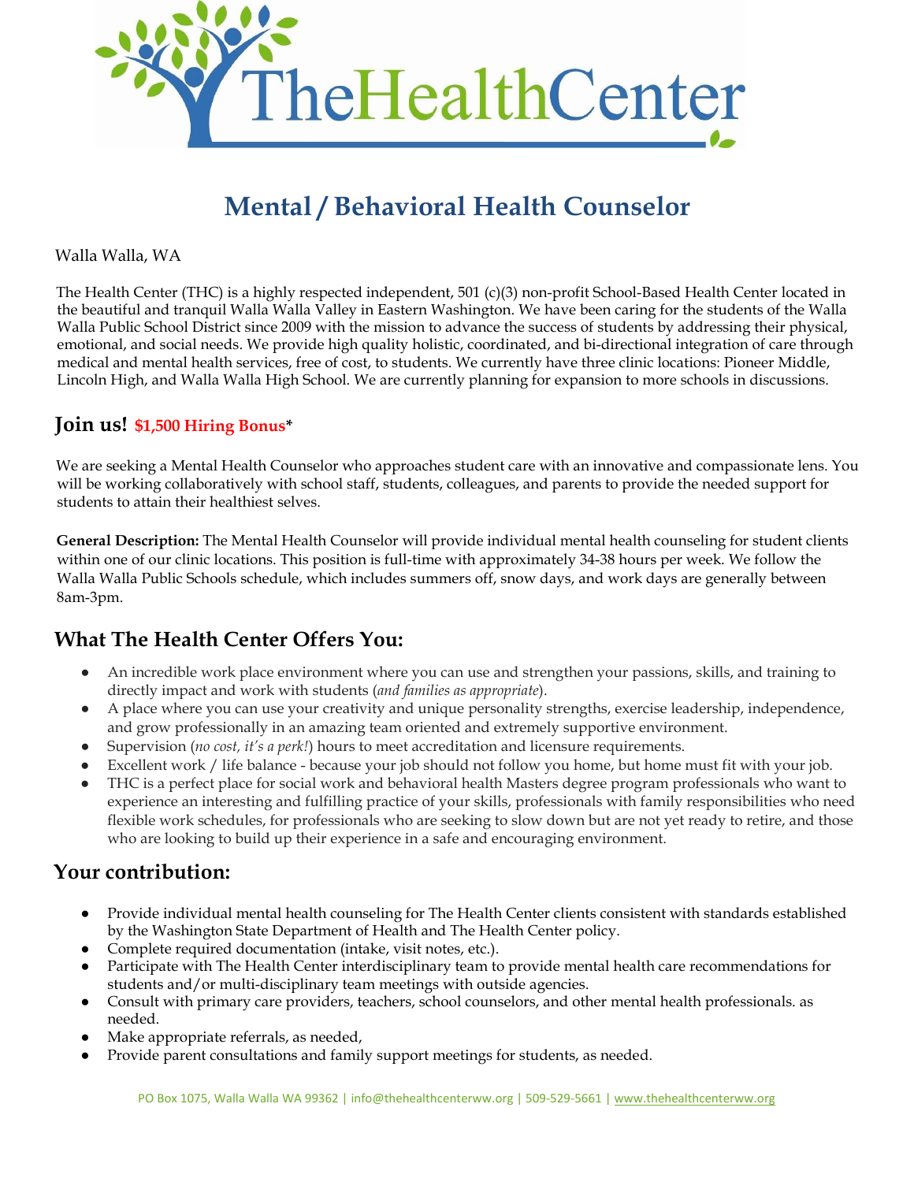# Mental / Behavioral Health Counselor

Walla Walla, WA

The Health Center (THC) is a highly respected independent, 501 (c)(3) non-profit School-Based Health Center located in the beautiful and tranquil Walla Walla Valley in Eastern Washington. We have been caring for the students of the Walla Walla Public School District since 2009 with the mission to advance the success of students by addressing their physical, emotional, and social needs. We provide high quality holistic, coordinated, and bi-directional integration of care through medical and mental health services, free of cost, to students. We currently have three clinic locations: Pioneer Middle, Lincoln High, and Walla Walla High School. We are currently planning for expansion to more schools in discussions.

## Join us! **$1,500 Hiring Bonus***

We are seeking a Mental Health Counselor who approaches student care with an innovative and compassionate lens. You will be working collaboratively with school staff, students, colleagues, and parents to provide the needed support for students to attain their healthiest selves.

**General Description:** The Mental Health Counselor will provide individual mental health counseling for student clients within one of our clinic locations. This position is full-time with approximately 34-38 hours per week. We follow the Walla Walla Public Schools schedule, which includes summers off, snow days, and work days are generally between 8am-3pm.

## What The Health Center Offers You:

- An incredible work place environment where you can use and strengthen your passions, skills, and training to directly impact and work with students (*and families as appropriate*).
- A place where you can use your creativity and unique personality strengths, exercise leadership, independence, and grow professionally in an amazing team oriented and extremely supportive environment.
- Supervision (*no cost, it's a perk!*) hours to meet accreditation and licensure requirements.
- Excellent work / life balance - because your job should not follow you home, but home must fit with your job.
- THC is a perfect place for social work and behavioral health Masters degree program professionals who want to experience an interesting and fulfilling practice of your skills, professionals with family responsibilities who need flexible work schedules, for professionals who are seeking to slow down but are not yet ready to retire, and those who are looking to build up their experience in a safe and encouraging environment.

## Your contribution:

- Provide individual mental health counseling for The Health Center clients consistent with standards established by the Washington State Department of Health and The Health Center policy.
- Complete required documentation (intake, visit notes, etc.).
- Participate with The Health Center interdisciplinary team to provide mental health care recommendations for students and/or multi-disciplinary team meetings with outside agencies.
- Consult with primary care providers, teachers, school counselors, and other mental health professionals. as needed.
- Make appropriate referrals, as needed,
- Provide parent consultations and family support meetings for students, as needed.

PO Box 1075, Walla Walla WA 99362 | info@thehealthcenterww.org | 509-529-5661 | www.thehealthcenterww.org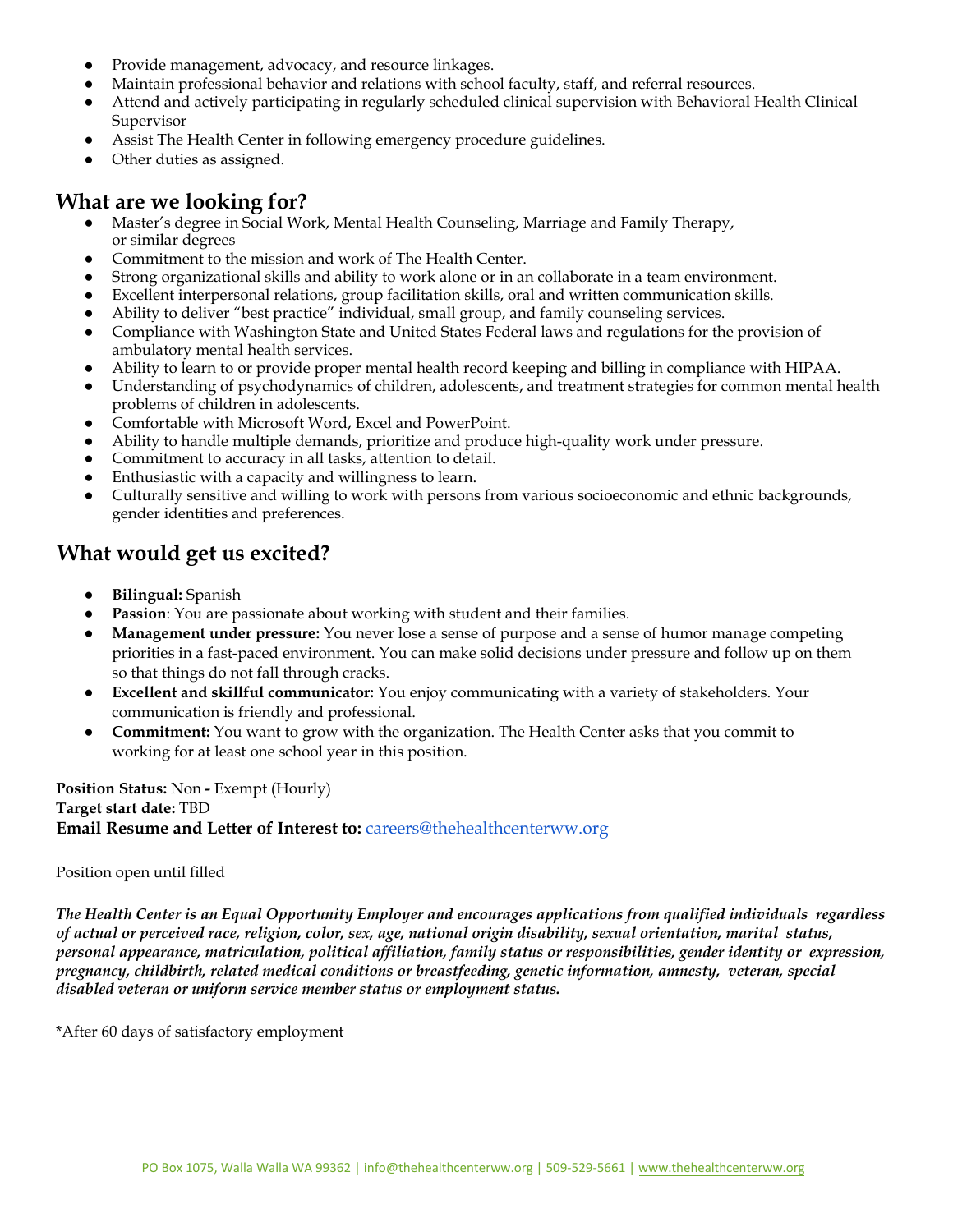- Provide management, advocacy, and resource linkages.
- Maintain professional behavior and relations with school faculty, staff, and referral resources.
- Attend and actively participating in regularly scheduled clinical supervision with Behavioral Health Clinical Supervisor
- Assist The Health Center in following emergency procedure guidelines.
- Other duties as assigned.

## What are we looking for?

- Master's degree in Social Work, Mental Health Counseling, Marriage and Family Therapy, or similar degrees
- Commitment to the mission and work of The Health Center.
- Strong organizational skills and ability to work alone or in an collaborate in a team environment.
- Excellent interpersonal relations, group facilitation skills, oral and written communication skills.
- Ability to deliver "best practice" individual, small group, and family counseling services.
- Compliance with Washington State and United States Federal laws and regulations for the provision of ambulatory mental health services.
- Ability to learn to or provide proper mental health record keeping and billing in compliance with HIPAA.
- Understanding of psychodynamics of children, adolescents, and treatment strategies for common mental health problems of children in adolescents.
- Comfortable with Microsoft Word, Excel and PowerPoint.
- Ability to handle multiple demands, prioritize and produce high-quality work under pressure.
- Commitment to accuracy in all tasks, attention to detail.
- Enthusiastic with a capacity and willingness to learn.
- Culturally sensitive and willing to work with persons from various socioeconomic and ethnic backgrounds, gender identities and preferences.

## What would get us excited?

- **Bilingual:** Spanish
- **Passion**: You are passionate about working with student and their families.
- **Management under pressure:** You never lose a sense of purpose and a sense of humor manage competing priorities in a fast-paced environment. You can make solid decisions under pressure and follow up on them so that things do not fall through cracks.
- **Excellent and skillful communicator:** You enjoy communicating with a variety of stakeholders. Your communication is friendly and professional.
- **Commitment:** You want to grow with the organization. The Health Center asks that you commit to working for at least one school year in this position.

**Position Status:** Non **-** Exempt (Hourly)
**Target start date:** TBD
**Email Resume and Letter of Interest to:** careers@thehealthcenterww.org

Position open until filled

***The Health Center is an Equal Opportunity Employer and encourages applications from qualified individuals regardless of actual or perceived race, religion, color, sex, age, national origin disability, sexual orientation, marital status, personal appearance, matriculation, political affiliation, family status or responsibilities, gender identity or expression, pregnancy, childbirth, related medical conditions or breastfeeding, genetic information, amnesty, veteran, special disabled veteran or uniform service member status or employment status.***

*After 60 days of satisfactory employment

PO Box 1075, Walla Walla WA 99362 | info@thehealthcenterww.org | 509-529-5661 | www.thehealthcenterww.org